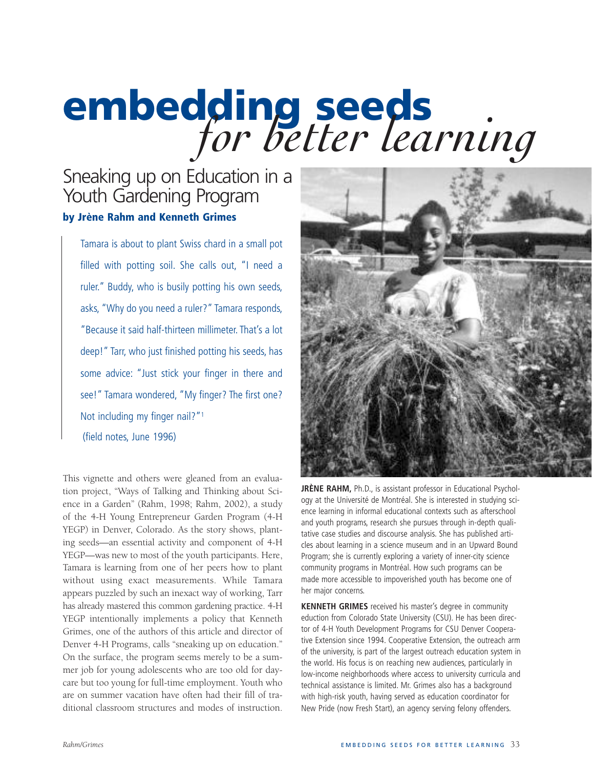# embedding seeds *for better learning*

## Sneaking up on Education in a Youth Gardening Program

**by Jrène Rahm and Kenneth Grimes**

> Tamara is about to plant Swiss chard in a small pot filled with potting soil. She calls out, "I need a ruler." Buddy, who is busily potting his own seeds, asks, "Why do you need a ruler?" Tamara responds, "Because it said half-thirteen millimeter. That's a lot deep!" Tarr, who just finished potting his seeds, has some advice: "Just stick your finger in there and see!" Tamara wondered, "My finger? The first one? Not including my finger nail?"[1]
>
> (field notes, June 1996)

This vignette and others were gleaned from an evaluation project, "Ways of Talking and Thinking about Science in a Garden" (Rahm, 1998; Rahm, 2002), a study of the 4-H Young Entrepreneur Garden Program (4-H YEGP) in Denver, Colorado. As the story shows, planting seeds—an essential activity and component of 4-H YEGP—was new to most of the youth participants. Here, Tamara is learning from one of her peers how to plant without using exact measurements. While Tamara appears puzzled by such an inexact way of working, Tarr has already mastered this common gardening practice. 4-H YEGP intentionally implements a policy that Kenneth Grimes, one of the authors of this article and director of Denver 4-H Programs, calls "sneaking up on education." On the surface, the program seems merely to be a summer job for young adolescents who are too old for daycare but too young for full-time employment. Youth who are on summer vacation have often had their fill of traditional classroom structures and modes of instruction.

**JRÈNE RAHM,** Ph.D., is assistant professor in Educational Psychology at the Université de Montréal. She is interested in studying science learning in informal educational contexts such as afterschool and youth programs, research she pursues through in-depth qualitative case studies and discourse analysis. She has published articles about learning in a science museum and in an Upward Bound Program; she is currently exploring a variety of inner-city science community programs in Montréal. How such programs can be made more accessible to impoverished youth has become one of her major concerns.

**KENNETH GRIMES** received his master's degree in community eduction from Colorado State University (CSU). He has been director of 4-H Youth Development Programs for CSU Denver Cooperative Extension since 1994. Cooperative Extension, the outreach arm of the university, is part of the largest outreach education system in the world. His focus is on reaching new audiences, particularly in low-income neighborhoods where access to university curricula and technical assistance is limited. Mr. Grimes also has a background with high-risk youth, having served as education coordinator for New Pride (now Fresh Start), an agency serving felony offenders.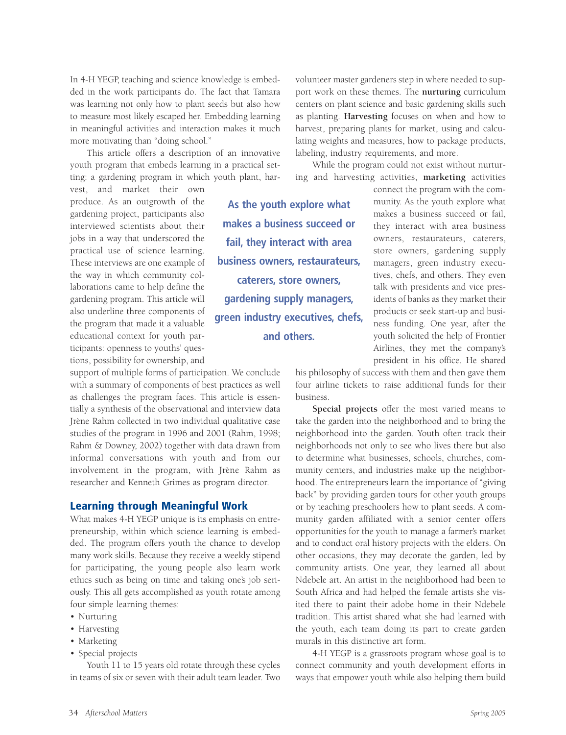In 4-H YEGP, teaching and science knowledge is embedded in the work participants do. The fact that Tamara was learning not only how to plant seeds but also how to measure most likely escaped her. Embedding learning in meaningful activities and interaction makes it much more motivating than "doing school."

This article offers a description of an innovative youth program that embeds learning in a practical setting: a gardening program in which youth plant, harvest, and market their own produce. As an outgrowth of the gardening project, participants also interviewed scientists about their jobs in a way that underscored the practical use of science learning. These interviews are one example of the way in which community collaborations came to help define the gardening program. This article will also underline three components of the program that made it a valuable educational context for youth participants: openness to youths' questions, possibility for ownership, and support of multiple forms of participation. We conclude with a summary of components of best practices as well as challenges the program faces. This article is essentially a synthesis of the observational and interview data Jrène Rahm collected in two individual qualitative case studies of the program in 1996 and 2001 (Rahm, 1998; Rahm & Downey, 2002) together with data drawn from informal conversations with youth and from our involvement in the program, with Jrène Rahm as researcher and Kenneth Grimes as program director.

## Learning through Meaningful Work

What makes 4-H YEGP unique is its emphasis on entrepreneurship, within which science learning is embedded. The program offers youth the chance to develop many work skills. Because they receive a weekly stipend for participating, the young people also learn work ethics such as being on time and taking one's job seriously. This all gets accomplished as youth rotate among four simple learning themes:

- Nurturing
- Harvesting
- Marketing
- Special projects

Youth 11 to 15 years old rotate through these cycles in teams of six or seven with their adult team leader. Two volunteer master gardeners step in where needed to support work on these themes. The **nurturing** curriculum centers on plant science and basic gardening skills such as planting. **Harvesting** focuses on when and how to harvest, preparing plants for market, using and calculating weights and measures, how to package products, labeling, industry requirements, and more.

While the program could not exist without nurturing and harvesting activities, **marketing** activities connect the program with the community. As the youth explore what makes a business succeed or fail, they interact with area business owners, restaurateurs, caterers, store owners, gardening supply managers, green industry executives, chefs, and others. They even talk with presidents and vice presidents of banks as they market their products or seek start-up and business funding. One year, after the youth solicited the help of Frontier Airlines, they met the company's president in his office. He shared his philosophy of success with them and then gave them four airline tickets to raise additional funds for their business.

**As the youth explore what makes a business succeed or fail, they interact with area business owners, restaurateurs, caterers, store owners, gardening supply managers, green industry executives, chefs, and others.**

**Special projects** offer the most varied means to take the garden into the neighborhood and to bring the neighborhood into the garden. Youth often track their neighborhoods not only to see who lives there but also to determine what businesses, schools, churches, community centers, and industries make up the neighborhood. The entrepreneurs learn the importance of "giving back" by providing garden tours for other youth groups or by teaching preschoolers how to plant seeds. A community garden affiliated with a senior center offers opportunities for the youth to manage a farmer's market and to conduct oral history projects with the elders. On other occasions, they may decorate the garden, led by community artists. One year, they learned all about Ndebele art. An artist in the neighborhood had been to South Africa and had helped the female artists she visited there to paint their adobe home in their Ndebele tradition. This artist shared what she had learned with the youth, each team doing its part to create garden murals in this distinctive art form.

4-H YEGP is a grassroots program whose goal is to connect community and youth development efforts in ways that empower youth while also helping them build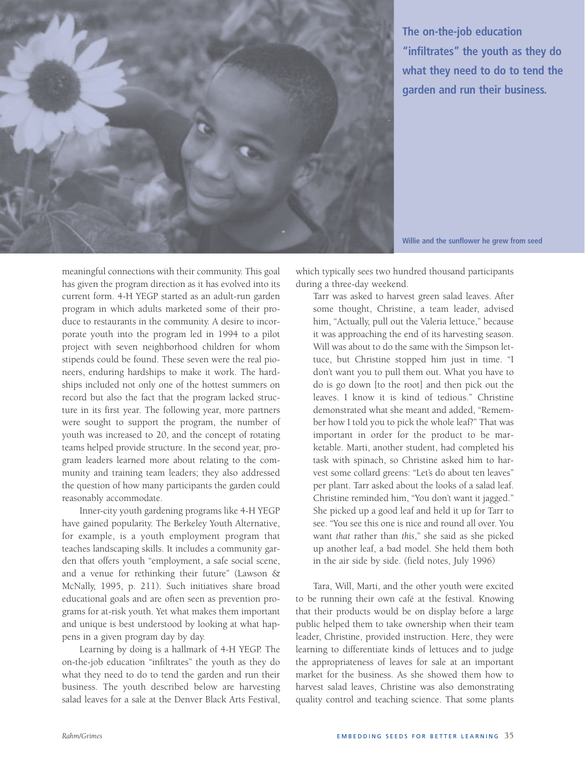**The on-the-job education "infiltrates" the youth as they do what they need to do to tend the garden and run their business.**

Willie and the sunflower he grew from seed

meaningful connections with their community. This goal has given the program direction as it has evolved into its current form. 4-H YEGP started as an adult-run garden program in which adults marketed some of their produce to restaurants in the community. A desire to incorporate youth into the program led in 1994 to a pilot project with seven neighborhood children for whom stipends could be found. These seven were the real pioneers, enduring hardships to make it work. The hardships included not only one of the hottest summers on record but also the fact that the program lacked structure in its first year. The following year, more partners were sought to support the program, the number of youth was increased to 20, and the concept of rotating teams helped provide structure. In the second year, program leaders learned more about relating to the community and training team leaders; they also addressed the question of how many participants the garden could reasonably accommodate.

Inner-city youth gardening programs like 4-H YEGP have gained popularity. The Berkeley Youth Alternative, for example, is a youth employment program that teaches landscaping skills. It includes a community garden that offers youth "employment, a safe social scene, and a venue for rethinking their future" (Lawson & McNally, 1995, p. 211). Such initiatives share broad educational goals and are often seen as prevention programs for at-risk youth. Yet what makes them important and unique is best understood by looking at what happens in a given program day by day.

Learning by doing is a hallmark of 4-H YEGP. The on-the-job education "infiltrates" the youth as they do what they need to do to tend the garden and run their business. The youth described below are harvesting salad leaves for a sale at the Denver Black Arts Festival, which typically sees two hundred thousand participants during a three-day weekend.

> Tarr was asked to harvest green salad leaves. After some thought, Christine, a team leader, advised him, "Actually, pull out the Valeria lettuce," because it was approaching the end of its harvesting season. Will was about to do the same with the Simpson lettuce, but Christine stopped him just in time. "I don't want you to pull them out. What you have to do is go down [to the root] and then pick out the leaves. I know it is kind of tedious." Christine demonstrated what she meant and added, "Remember how I told you to pick the whole leaf?" That was important in order for the product to be marketable. Marti, another student, had completed his task with spinach, so Christine asked him to harvest some collard greens: "Let's do about ten leaves" per plant. Tarr asked about the looks of a salad leaf. Christine reminded him, "You don't want it jagged." She picked up a good leaf and held it up for Tarr to see. "You see this one is nice and round all over. You want *that* rather than *this*," she said as she picked up another leaf, a bad model. She held them both in the air side by side. (field notes, July 1996)

Tara, Will, Marti, and the other youth were excited to be running their own café at the festival. Knowing that their products would be on display before a large public helped them to take ownership when their team leader, Christine, provided instruction. Here, they were learning to differentiate kinds of lettuces and to judge the appropriateness of leaves for sale at an important market for the business. As she showed them how to harvest salad leaves, Christine was also demonstrating quality control and teaching science. That some plants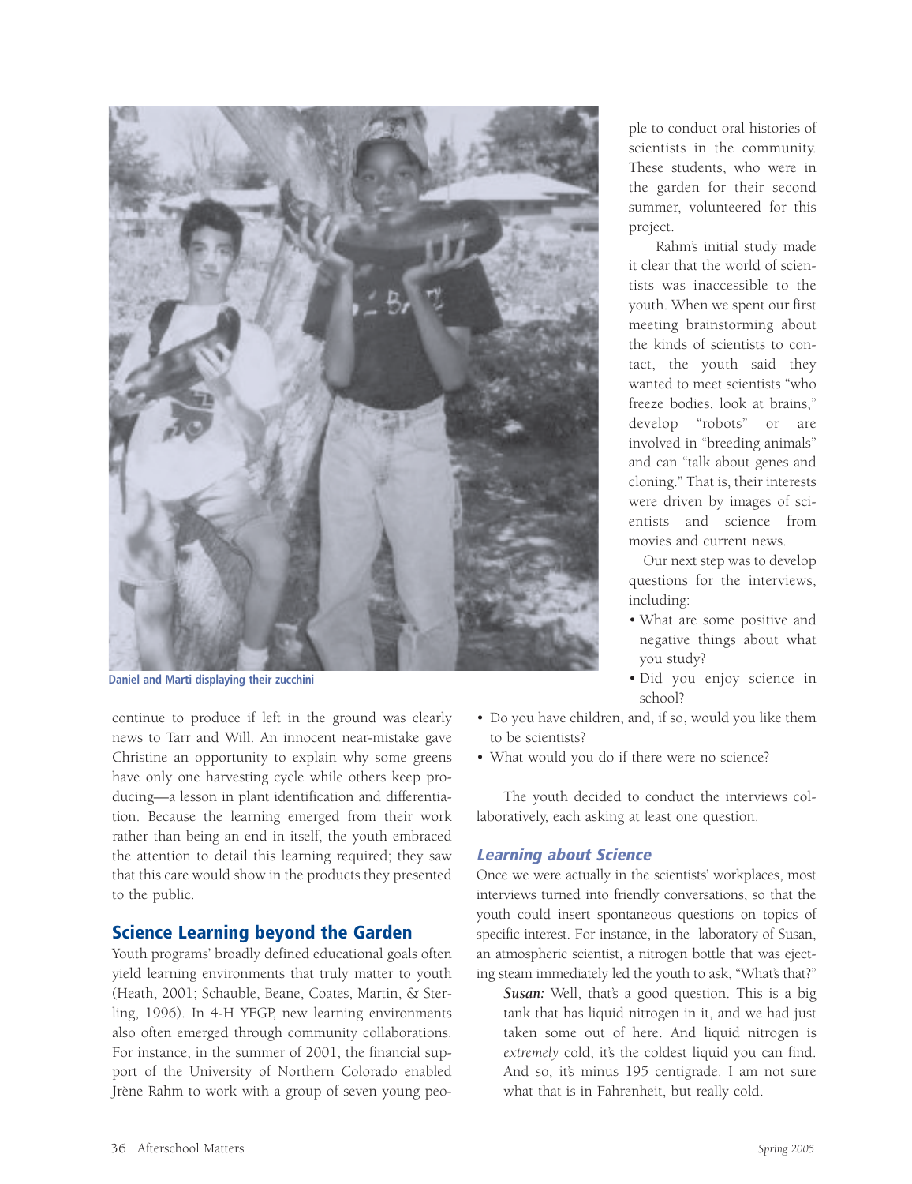Daniel and Marti displaying their zucchini

continue to produce if left in the ground was clearly news to Tarr and Will. An innocent near-mistake gave Christine an opportunity to explain why some greens have only one harvesting cycle while others keep producing—a lesson in plant identification and differentiation. Because the learning emerged from their work rather than being an end in itself, the youth embraced the attention to detail this learning required; they saw that this care would show in the products they presented to the public.

## Science Learning beyond the Garden

Youth programs' broadly defined educational goals often yield learning environments that truly matter to youth (Heath, 2001; Schauble, Beane, Coates, Martin, & Sterling, 1996). In 4-H YEGP, new learning environments also often emerged through community collaborations. For instance, in the summer of 2001, the financial support of the University of Northern Colorado enabled Jrène Rahm to work with a group of seven young people to conduct oral histories of scientists in the community. These students, who were in the garden for their second summer, volunteered for this project.

Rahm's initial study made it clear that the world of scientists was inaccessible to the youth. When we spent our first meeting brainstorming about the kinds of scientists to contact, the youth said they wanted to meet scientists "who freeze bodies, look at brains," develop "robots" or are involved in "breeding animals" and can "talk about genes and cloning." That is, their interests were driven by images of scientists and science from movies and current news.

Our next step was to develop questions for the interviews, including:

- What are some positive and negative things about what you study?
- Did you enjoy science in school?
- Do you have children, and, if so, would you like them to be scientists?
- What would you do if there were no science?

The youth decided to conduct the interviews collaboratively, each asking at least one question.

### Learning about Science

Once we were actually in the scientists' workplaces, most interviews turned into friendly conversations, so that the youth could insert spontaneous questions on topics of specific interest. For instance, in the laboratory of Susan, an atmospheric scientist, a nitrogen bottle that was ejecting steam immediately led the youth to ask, "What's that?"

> ***Susan:*** Well, that's a good question. This is a big tank that has liquid nitrogen in it, and we had just taken some out of here. And liquid nitrogen is *extremely* cold, it's the coldest liquid you can find. And so, it's minus 195 centigrade. I am not sure what that is in Fahrenheit, but really cold.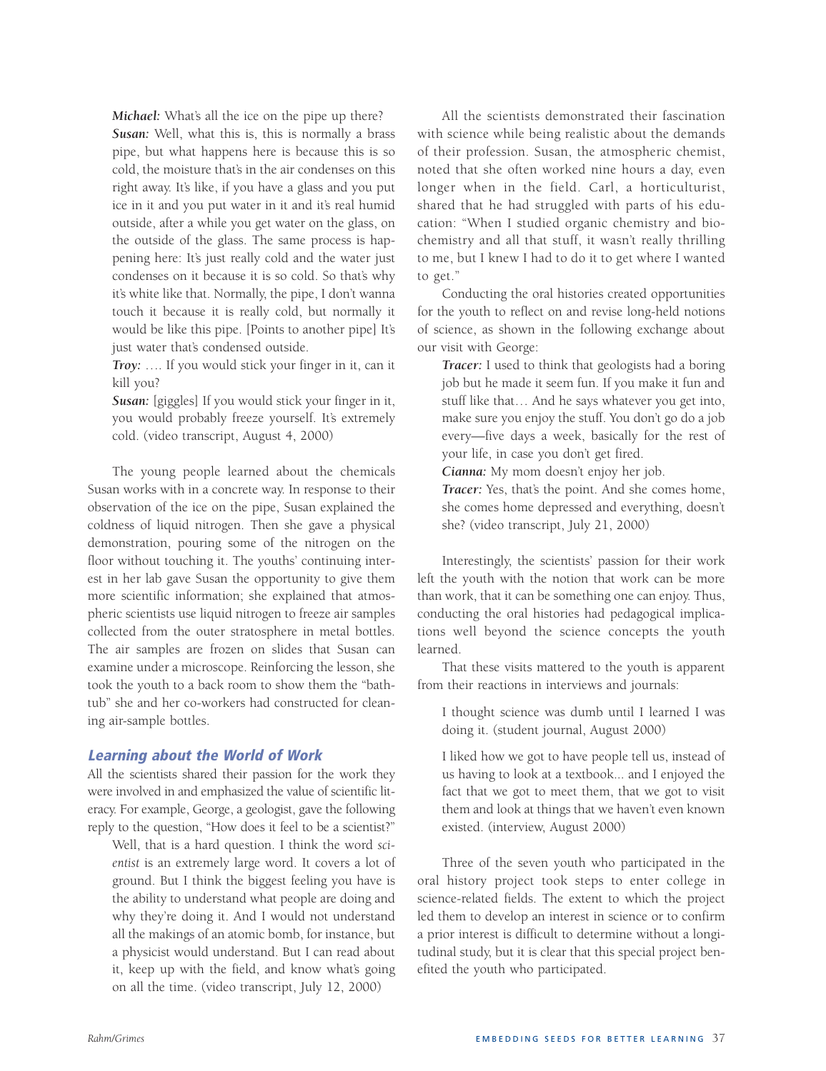**Michael:** What's all the ice on the pipe up there?

**Susan:** Well, what this is, this is normally a brass pipe, but what happens here is because this is so cold, the moisture that's in the air condenses on this right away. It's like, if you have a glass and you put ice in it and you put water in it and it's real humid outside, after a while you get water on the glass, on the outside of the glass. The same process is happening here: It's just really cold and the water just condenses on it because it is so cold. So that's why it's white like that. Normally, the pipe, I don't wanna touch it because it is really cold, but normally it would be like this pipe. [Points to another pipe] It's just water that's condensed outside.

**Troy:** …. If you would stick your finger in it, can it kill you?

**Susan:** [giggles] If you would stick your finger in it, you would probably freeze yourself. It's extremely cold. (video transcript, August 4, 2000)

The young people learned about the chemicals Susan works with in a concrete way. In response to their observation of the ice on the pipe, Susan explained the coldness of liquid nitrogen. Then she gave a physical demonstration, pouring some of the nitrogen on the floor without touching it. The youths' continuing interest in her lab gave Susan the opportunity to give them more scientific information; she explained that atmospheric scientists use liquid nitrogen to freeze air samples collected from the outer stratosphere in metal bottles. The air samples are frozen on slides that Susan can examine under a microscope. Reinforcing the lesson, she took the youth to a back room to show them the "bathtub" she and her co-workers had constructed for cleaning air-sample bottles.

### Learning about the World of Work

All the scientists shared their passion for the work they were involved in and emphasized the value of scientific literacy. For example, George, a geologist, gave the following reply to the question, "How does it feel to be a scientist?"

> Well, that is a hard question. I think the word *scientist* is an extremely large word. It covers a lot of ground. But I think the biggest feeling you have is the ability to understand what people are doing and why they're doing it. And I would not understand all the makings of an atomic bomb, for instance, but a physicist would understand. But I can read about it, keep up with the field, and know what's going on all the time. (video transcript, July 12, 2000)

All the scientists demonstrated their fascination with science while being realistic about the demands of their profession. Susan, the atmospheric chemist, noted that she often worked nine hours a day, even longer when in the field. Carl, a horticulturist, shared that he had struggled with parts of his education: "When I studied organic chemistry and biochemistry and all that stuff, it wasn't really thrilling to me, but I knew I had to do it to get where I wanted to get."

Conducting the oral histories created opportunities for the youth to reflect on and revise long-held notions of science, as shown in the following exchange about our visit with George:

> **Tracer:** I used to think that geologists had a boring job but he made it seem fun. If you make it fun and stuff like that… And he says whatever you get into, make sure you enjoy the stuff. You don't go do a job every—five days a week, basically for the rest of your life, in case you don't get fired.
>
> **Cianna:** My mom doesn't enjoy her job.
>
> **Tracer:** Yes, that's the point. And she comes home, she comes home depressed and everything, doesn't she? (video transcript, July 21, 2000)

Interestingly, the scientists' passion for their work left the youth with the notion that work can be more than work, that it can be something one can enjoy. Thus, conducting the oral histories had pedagogical implications well beyond the science concepts the youth learned.

That these visits mattered to the youth is apparent from their reactions in interviews and journals:

> I thought science was dumb until I learned I was doing it. (student journal, August 2000)

> I liked how we got to have people tell us, instead of us having to look at a textbook... and I enjoyed the fact that we got to meet them, that we got to visit them and look at things that we haven't even known existed. (interview, August 2000)

Three of the seven youth who participated in the oral history project took steps to enter college in science-related fields. The extent to which the project led them to develop an interest in science or to confirm a prior interest is difficult to determine without a longitudinal study, but it is clear that this special project benefited the youth who participated.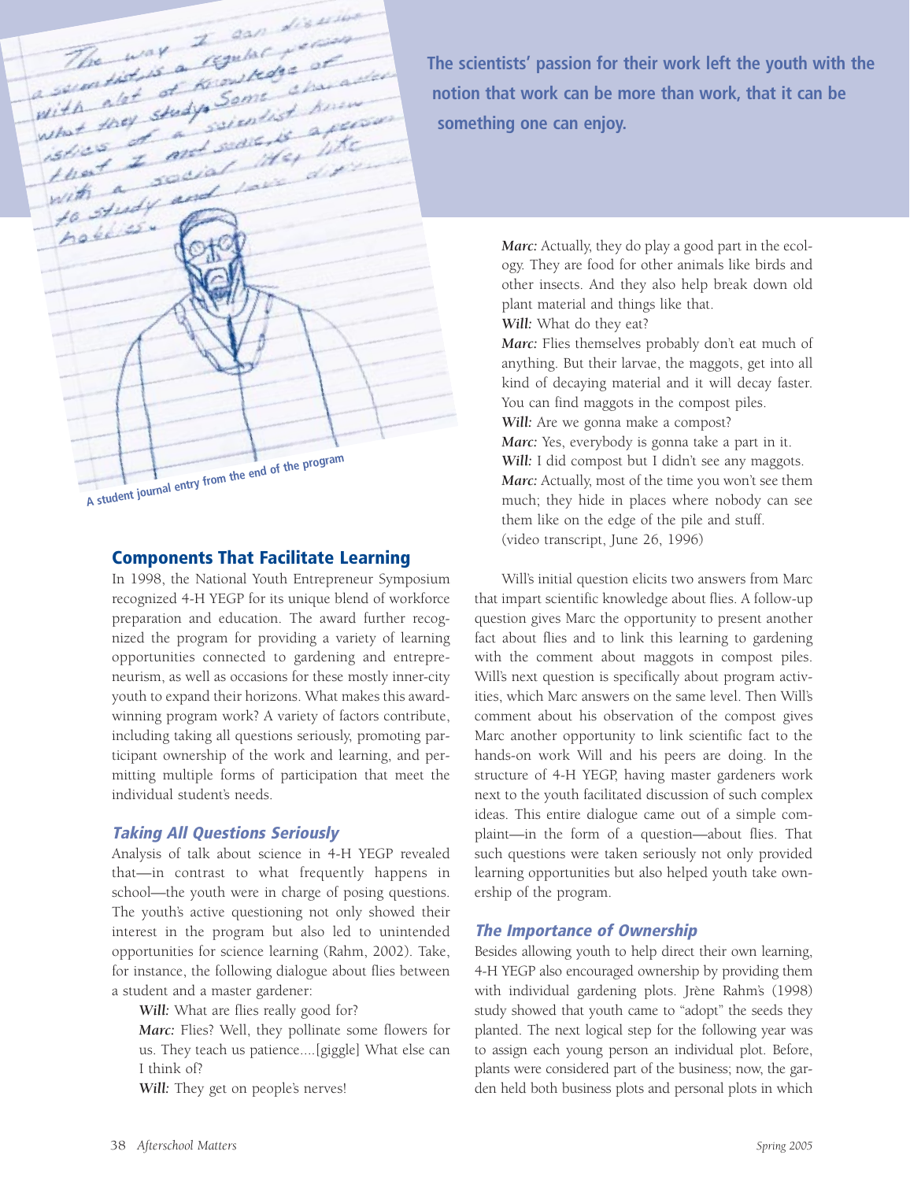The scientists' passion for their work left the youth with the notion that work can be more than work, that it can be something one can enjoy.

A student journal entry from the end of the program

## Components That Facilitate Learning

In 1998, the National Youth Entrepreneur Symposium recognized 4-H YEGP for its unique blend of workforce preparation and education. The award further recognized the program for providing a variety of learning opportunities connected to gardening and entrepreneurism, as well as occasions for these mostly inner-city youth to expand their horizons. What makes this award-winning program work? A variety of factors contribute, including taking all questions seriously, promoting participant ownership of the work and learning, and permitting multiple forms of participation that meet the individual student's needs.

### *Taking All Questions Seriously*

Analysis of talk about science in 4-H YEGP revealed that—in contrast to what frequently happens in school—the youth were in charge of posing questions. The youth's active questioning not only showed their interest in the program but also led to unintended opportunities for science learning (Rahm, 2002). Take, for instance, the following dialogue about flies between a student and a master gardener:

> ***Will:*** What are flies really good for?
>
> ***Marc:*** Flies? Well, they pollinate some flowers for us. They teach us patience....[giggle] What else can I think of?
>
> ***Will:*** They get on people's nerves!
>
> ***Marc:*** Actually, they do play a good part in the ecology. They are food for other animals like birds and other insects. And they also help break down old plant material and things like that.
>
> ***Will:*** What do they eat?
>
> ***Marc:*** Flies themselves probably don't eat much of anything. But their larvae, the maggots, get into all kind of decaying material and it will decay faster. You can find maggots in the compost piles.
>
> ***Will:*** Are we gonna make a compost?
>
> ***Marc:*** Yes, everybody is gonna take a part in it.
>
> ***Will:*** I did compost but I didn't see any maggots.
>
> ***Marc:*** Actually, most of the time you won't see them much; they hide in places where nobody can see them like on the edge of the pile and stuff.
>
> (video transcript, June 26, 1996)

Will's initial question elicits two answers from Marc that impart scientific knowledge about flies. A follow-up question gives Marc the opportunity to present another fact about flies and to link this learning to gardening with the comment about maggots in compost piles. Will's next question is specifically about program activities, which Marc answers on the same level. Then Will's comment about his observation of the compost gives Marc another opportunity to link scientific fact to the hands-on work Will and his peers are doing. In the structure of 4-H YEGP, having master gardeners work next to the youth facilitated discussion of such complex ideas. This entire dialogue came out of a simple complaint—in the form of a question—about flies. That such questions were taken seriously not only provided learning opportunities but also helped youth take ownership of the program.

### *The Importance of Ownership*

Besides allowing youth to help direct their own learning, 4-H YEGP also encouraged ownership by providing them with individual gardening plots. Jrène Rahm's (1998) study showed that youth came to "adopt" the seeds they planted. The next logical step for the following year was to assign each young person an individual plot. Before, plants were considered part of the business; now, the garden held both business plots and personal plots in which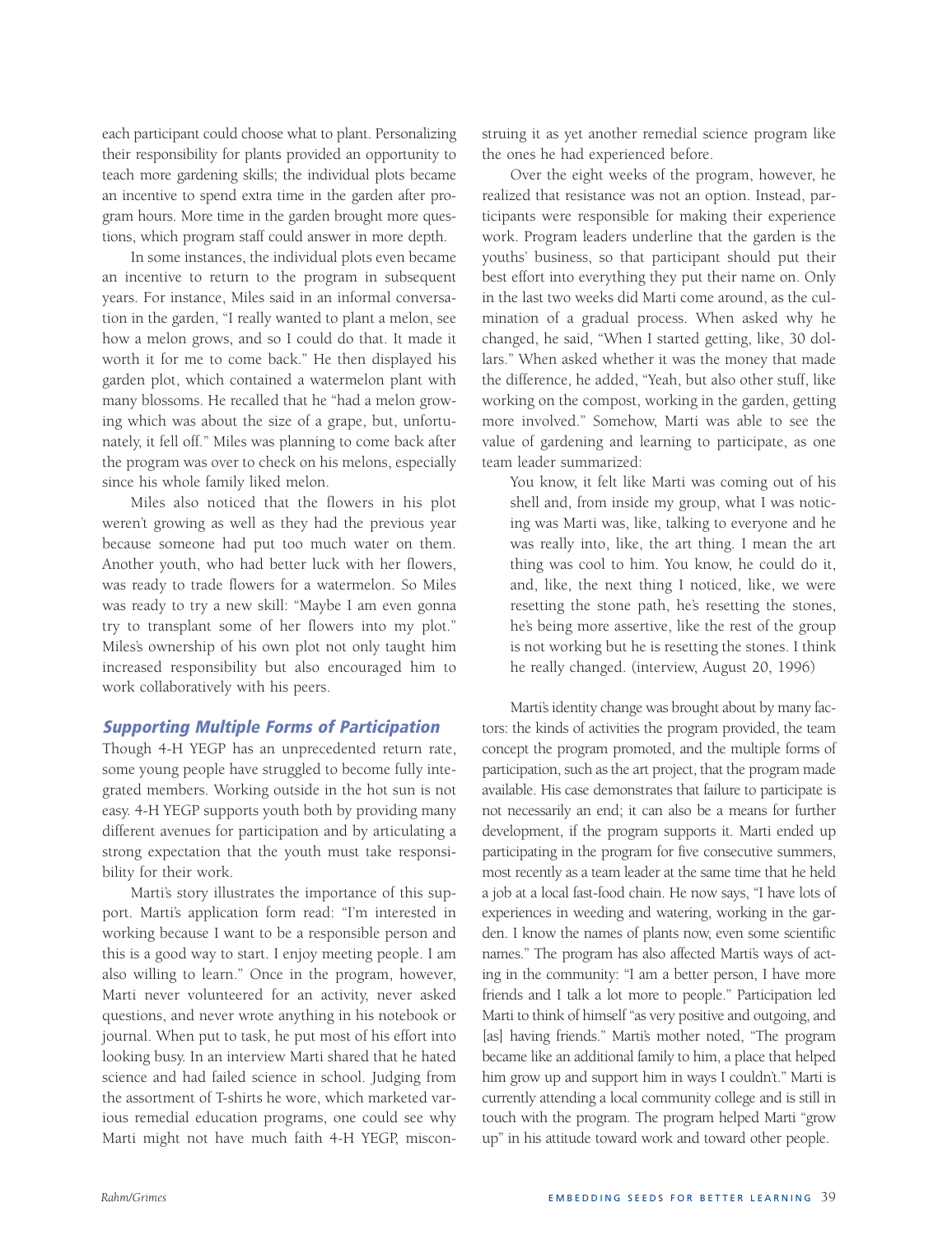each participant could choose what to plant. Personalizing their responsibility for plants provided an opportunity to teach more gardening skills; the individual plots became an incentive to spend extra time in the garden after program hours. More time in the garden brought more questions, which program staff could answer in more depth.

In some instances, the individual plots even became an incentive to return to the program in subsequent years. For instance, Miles said in an informal conversation in the garden, "I really wanted to plant a melon, see how a melon grows, and so I could do that. It made it worth it for me to come back." He then displayed his garden plot, which contained a watermelon plant with many blossoms. He recalled that he "had a melon growing which was about the size of a grape, but, unfortunately, it fell off." Miles was planning to come back after the program was over to check on his melons, especially since his whole family liked melon.

Miles also noticed that the flowers in his plot weren't growing as well as they had the previous year because someone had put too much water on them. Another youth, who had better luck with her flowers, was ready to trade flowers for a watermelon. So Miles was ready to try a new skill: "Maybe I am even gonna try to transplant some of her flowers into my plot." Miles's ownership of his own plot not only taught him increased responsibility but also encouraged him to work collaboratively with his peers.

## Supporting Multiple Forms of Participation

Though 4-H YEGP has an unprecedented return rate, some young people have struggled to become fully integrated members. Working outside in the hot sun is not easy. 4-H YEGP supports youth both by providing many different avenues for participation and by articulating a strong expectation that the youth must take responsibility for their work.

Marti's story illustrates the importance of this support. Marti's application form read: "I'm interested in working because I want to be a responsible person and this is a good way to start. I enjoy meeting people. I am also willing to learn." Once in the program, however, Marti never volunteered for an activity, never asked questions, and never wrote anything in his notebook or journal. When put to task, he put most of his effort into looking busy. In an interview Marti shared that he hated science and had failed science in school. Judging from the assortment of T-shirts he wore, which marketed various remedial education programs, one could see why Marti might not have much faith 4-H YEGP, misconstruing it as yet another remedial science program like the ones he had experienced before.

Over the eight weeks of the program, however, he realized that resistance was not an option. Instead, participants were responsible for making their experience work. Program leaders underline that the garden is the youths' business, so that participant should put their best effort into everything they put their name on. Only in the last two weeks did Marti come around, as the culmination of a gradual process. When asked why he changed, he said, "When I started getting, like, 30 dollars." When asked whether it was the money that made the difference, he added, "Yeah, but also other stuff, like working on the compost, working in the garden, getting more involved." Somehow, Marti was able to see the value of gardening and learning to participate, as one team leader summarized:

> You know, it felt like Marti was coming out of his shell and, from inside my group, what I was noticing was Marti was, like, talking to everyone and he was really into, like, the art thing. I mean the art thing was cool to him. You know, he could do it, and, like, the next thing I noticed, like, we were resetting the stone path, he's resetting the stones, he's being more assertive, like the rest of the group is not working but he is resetting the stones. I think he really changed. (interview, August 20, 1996)

Marti's identity change was brought about by many factors: the kinds of activities the program provided, the team concept the program promoted, and the multiple forms of participation, such as the art project, that the program made available. His case demonstrates that failure to participate is not necessarily an end; it can also be a means for further development, if the program supports it. Marti ended up participating in the program for five consecutive summers, most recently as a team leader at the same time that he held a job at a local fast-food chain. He now says, "I have lots of experiences in weeding and watering, working in the garden. I know the names of plants now, even some scientific names." The program has also affected Marti's ways of acting in the community: "I am a better person, I have more friends and I talk a lot more to people." Participation led Marti to think of himself "as very positive and outgoing, and [as] having friends." Marti's mother noted, "The program became like an additional family to him, a place that helped him grow up and support him in ways I couldn't." Marti is currently attending a local community college and is still in touch with the program. The program helped Marti "grow up" in his attitude toward work and toward other people.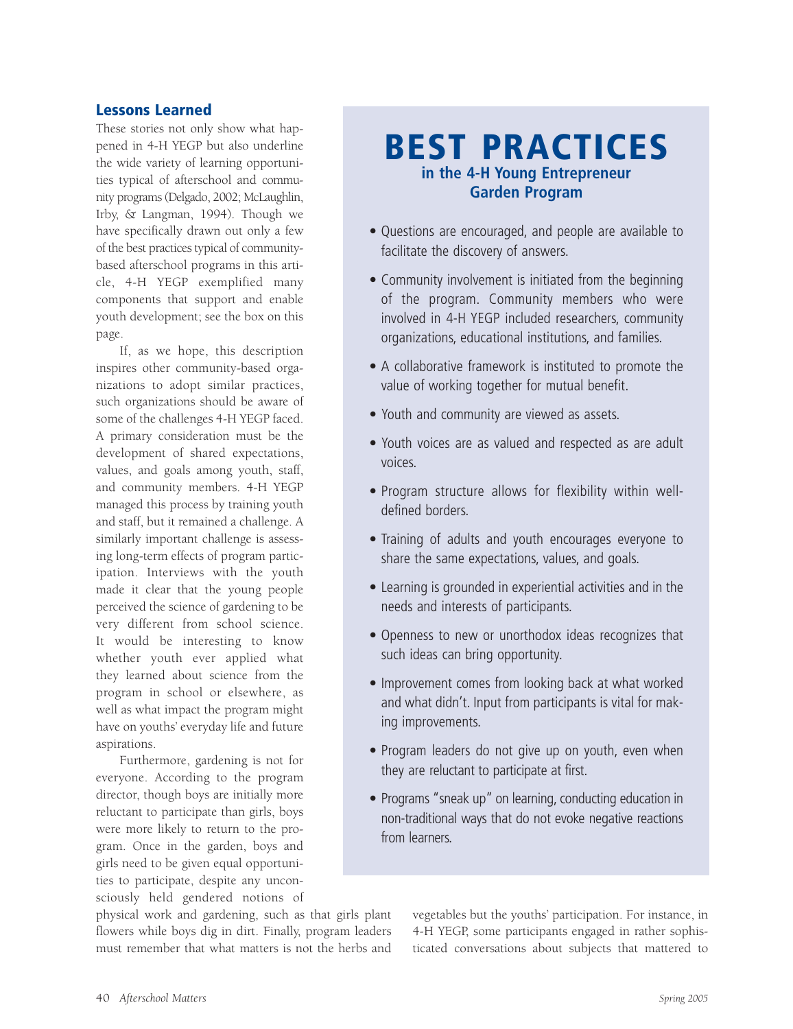## Lessons Learned

These stories not only show what happened in 4-H YEGP but also underline the wide variety of learning opportunities typical of afterschool and community programs (Delgado, 2002; McLaughlin, Irby, & Langman, 1994). Though we have specifically drawn out only a few of the best practices typical of community-based afterschool programs in this article, 4-H YEGP exemplified many components that support and enable youth development; see the box on this page.

If, as we hope, this description inspires other community-based organizations to adopt similar practices, such organizations should be aware of some of the challenges 4-H YEGP faced. A primary consideration must be the development of shared expectations, values, and goals among youth, staff, and community members. 4-H YEGP managed this process by training youth and staff, but it remained a challenge. A similarly important challenge is assessing long-term effects of program participation. Interviews with the youth made it clear that the young people perceived the science of gardening to be very different from school science. It would be interesting to know whether youth ever applied what they learned about science from the program in school or elsewhere, as well as what impact the program might have on youths' everyday life and future aspirations.

Furthermore, gardening is not for everyone. According to the program director, though boys are initially more reluctant to participate than girls, boys were more likely to return to the program. Once in the garden, boys and girls need to be given equal opportunities to participate, despite any unconsciously held gendered notions of physical work and gardening, such as that girls plant flowers while boys dig in dirt. Finally, program leaders must remember that what matters is not the herbs and vegetables but the youths' participation. For instance, in 4-H YEGP, some participants engaged in rather sophisticated conversations about subjects that mattered to

## BEST PRACTICES
### in the 4-H Young Entrepreneur Garden Program

- Questions are encouraged, and people are available to facilitate the discovery of answers.
- Community involvement is initiated from the beginning of the program. Community members who were involved in 4-H YEGP included researchers, community organizations, educational institutions, and families.
- A collaborative framework is instituted to promote the value of working together for mutual benefit.
- Youth and community are viewed as assets.
- Youth voices are as valued and respected as are adult voices.
- Program structure allows for flexibility within well-defined borders.
- Training of adults and youth encourages everyone to share the same expectations, values, and goals.
- Learning is grounded in experiential activities and in the needs and interests of participants.
- Openness to new or unorthodox ideas recognizes that such ideas can bring opportunity.
- Improvement comes from looking back at what worked and what didn't. Input from participants is vital for making improvements.
- Program leaders do not give up on youth, even when they are reluctant to participate at first.
- Programs "sneak up" on learning, conducting education in non-traditional ways that do not evoke negative reactions from learners.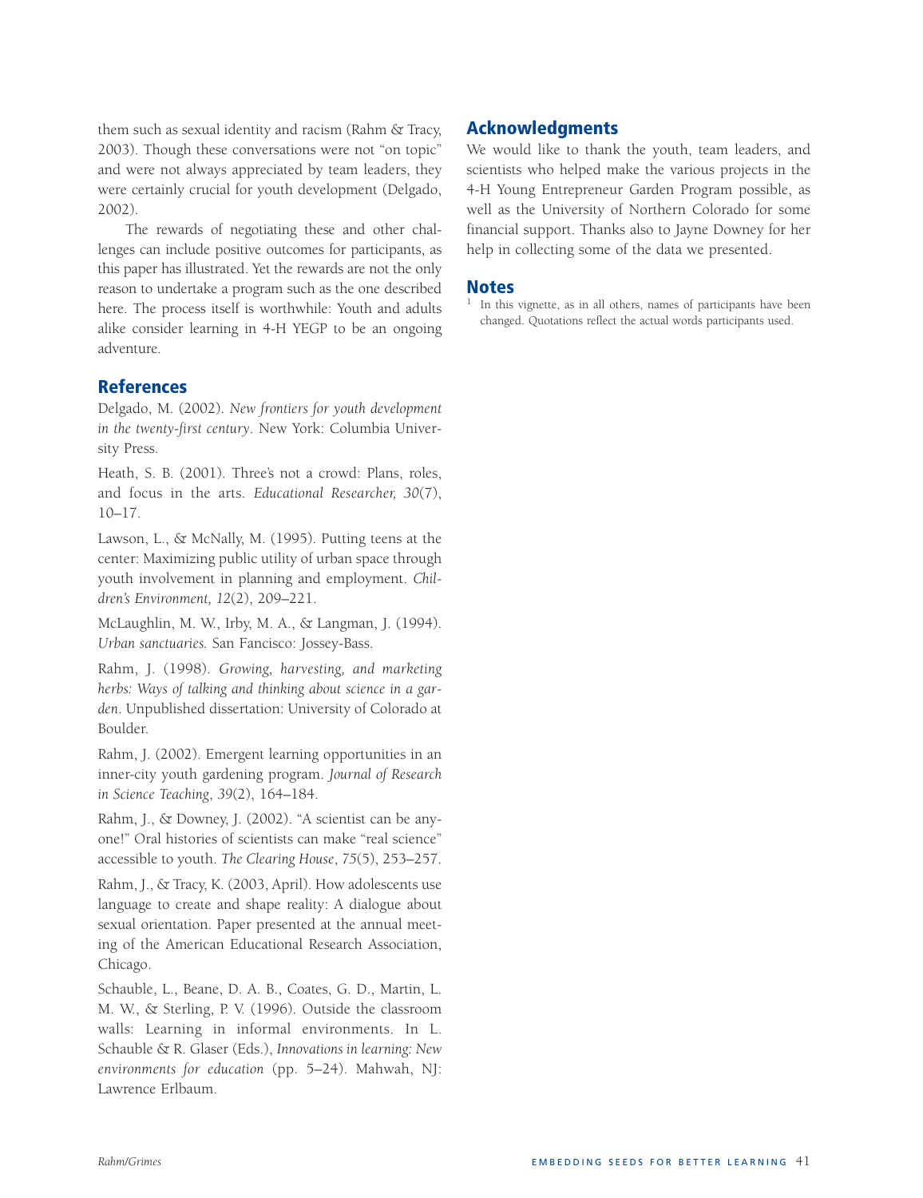them such as sexual identity and racism (Rahm & Tracy, 2003). Though these conversations were not "on topic" and were not always appreciated by team leaders, they were certainly crucial for youth development (Delgado, 2002).

The rewards of negotiating these and other challenges can include positive outcomes for participants, as this paper has illustrated. Yet the rewards are not the only reason to undertake a program such as the one described here. The process itself is worthwhile: Youth and adults alike consider learning in 4-H YEGP to be an ongoing adventure.

## References

Delgado, M. (2002). *New frontiers for youth development in the twenty-first century*. New York: Columbia University Press.

Heath, S. B. (2001). Three's not a crowd: Plans, roles, and focus in the arts. *Educational Researcher, 30*(7), 10–17.

Lawson, L., & McNally, M. (1995). Putting teens at the center: Maximizing public utility of urban space through youth involvement in planning and employment. *Children's Environment, 12*(2), 209–221.

McLaughlin, M. W., Irby, M. A., & Langman, J. (1994). *Urban sanctuaries.* San Fancisco: Jossey-Bass.

Rahm, J. (1998). *Growing, harvesting, and marketing herbs: Ways of talking and thinking about science in a garden*. Unpublished dissertation: University of Colorado at Boulder.

Rahm, J. (2002). Emergent learning opportunities in an inner-city youth gardening program. *Journal of Research in Science Teaching*, *39*(2), 164–184.

Rahm, J., & Downey, J. (2002). "A scientist can be anyone!" Oral histories of scientists can make "real science" accessible to youth. *The Clearing House*, *75*(5), 253–257.

Rahm, J., & Tracy, K. (2003, April). How adolescents use language to create and shape reality: A dialogue about sexual orientation. Paper presented at the annual meeting of the American Educational Research Association, Chicago.

Schauble, L., Beane, D. A. B., Coates, G. D., Martin, L. M. W., & Sterling, P. V. (1996). Outside the classroom walls: Learning in informal environments. In L. Schauble & R. Glaser (Eds.), *Innovations in learning: New environments for education* (pp. 5–24). Mahwah, NJ: Lawrence Erlbaum.

## Acknowledgments

We would like to thank the youth, team leaders, and scientists who helped make the various projects in the 4-H Young Entrepreneur Garden Program possible, as well as the University of Northern Colorado for some financial support. Thanks also to Jayne Downey for her help in collecting some of the data we presented.

## Notes

[1] In this vignette, as in all others, names of participants have been changed. Quotations reflect the actual words participants used.